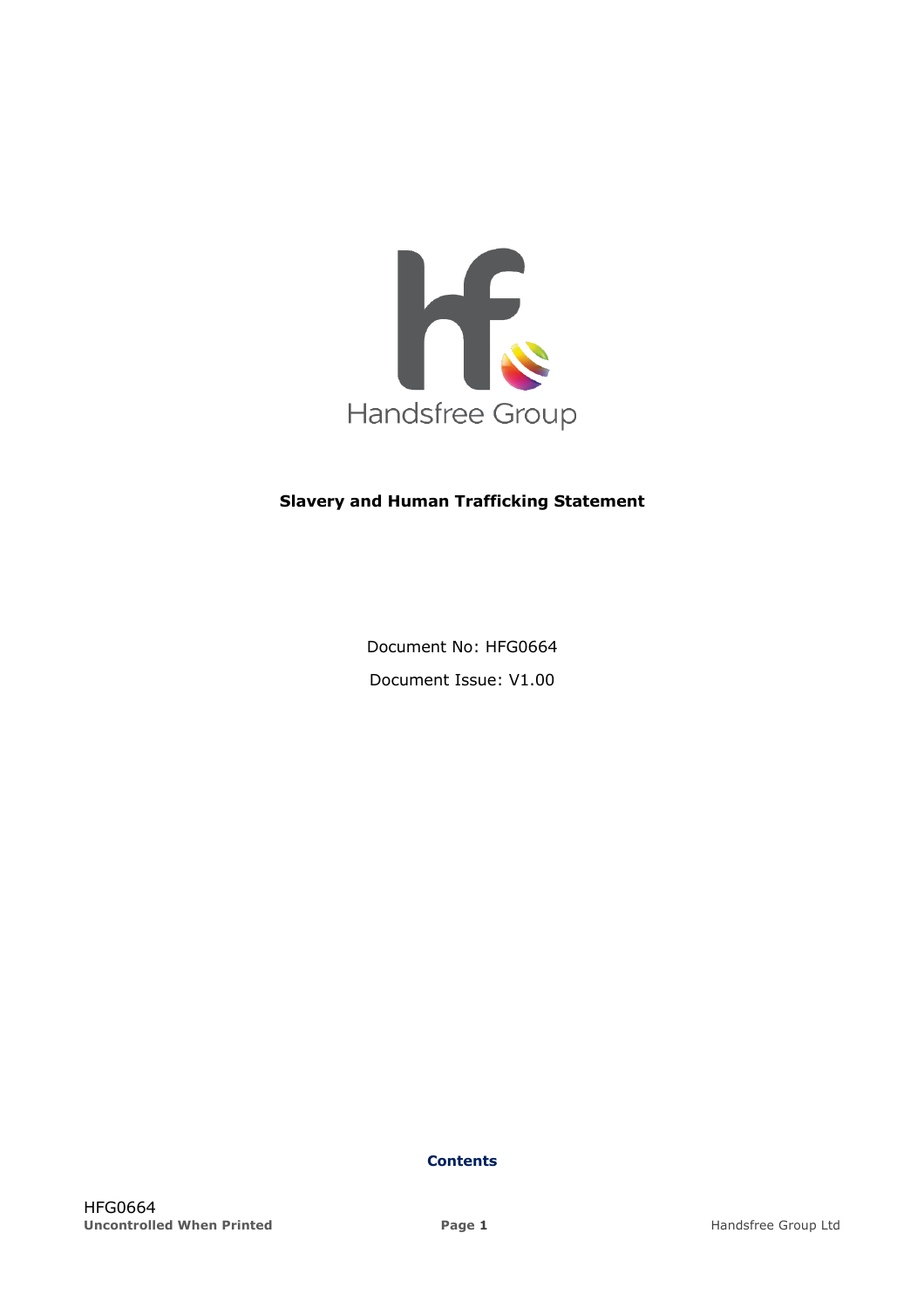Handsfree Group

# Slavery and Human Trafficking Statement

Document No: HFG0664

Document Issue: V1.00

**Contents**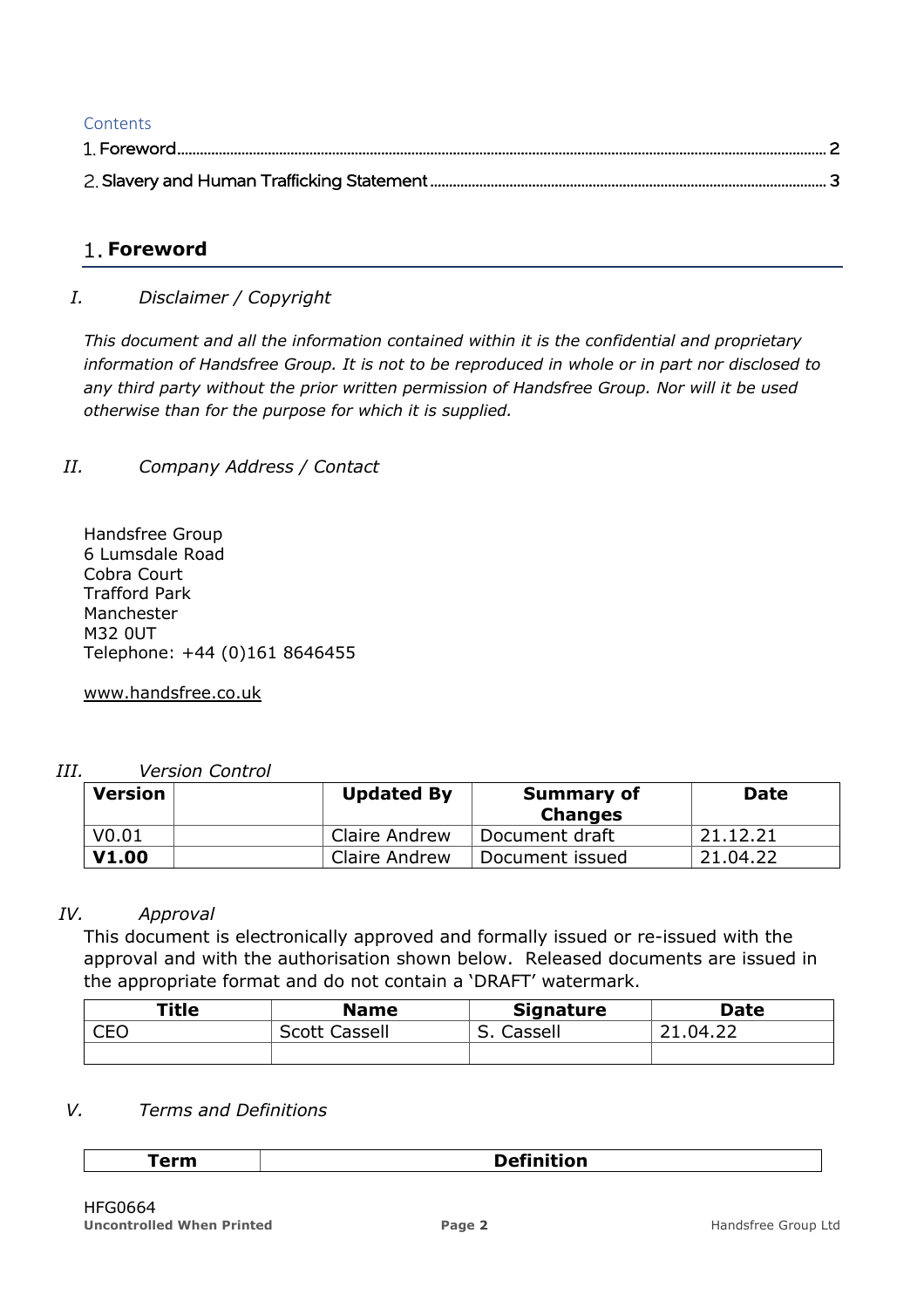Contents

1. Foreword ........................................................ 2

2. Slavery and Human Trafficking Statement ........................................................ 3

## 1. Foreword

### I. *Disclaimer / Copyright*

*This document and all the information contained within it is the confidential and proprietary information of Handsfree Group. It is not to be reproduced in whole or in part nor disclosed to any third party without the prior written permission of Handsfree Group. Nor will it be used otherwise than for the purpose for which it is supplied.*

### II. *Company Address / Contact*

Handsfree Group
6 Lumsdale Road
Cobra Court
Trafford Park
Manchester
M32 0UT
Telephone: +44 (0)161 8646455

www.handsfree.co.uk

### III. *Version Control*

| Version | | Updated By | Summary of Changes | Date |
|---|---|---|---|---|
| V0.01 | | Claire Andrew | Document draft | 21.12.21 |
| **V1.00** | | Claire Andrew | Document issued | 21.04.22 |

### IV. *Approval*

This document is electronically approved and formally issued or re-issued with the approval and with the authorisation shown below. Released documents are issued in the appropriate format and do not contain a 'DRAFT' watermark.

| Title | Name | Signature | Date |
|---|---|---|---|
| CEO | Scott Cassell | S. Cassell | 21.04.22 |
| | | | |

### V. *Terms and Definitions*

| Term | Definition |
|---|---|

HFG0664
**Uncontrolled When Printed**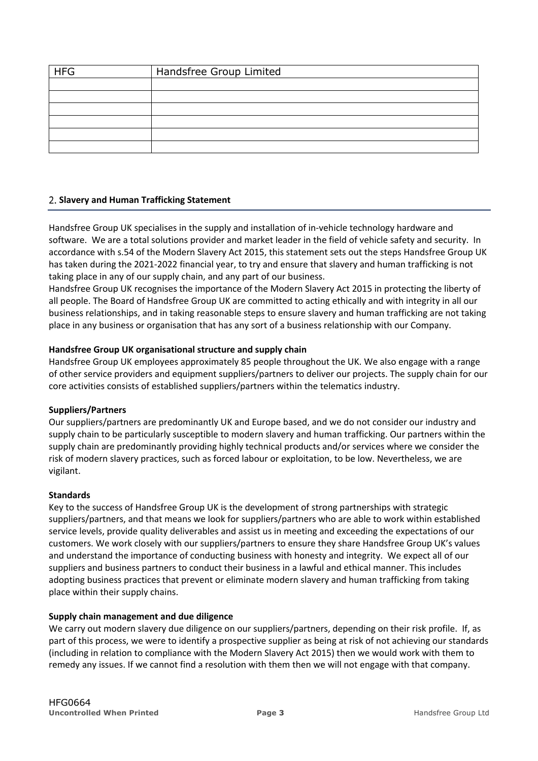| HFG | Handsfree Group Limited |
| --- | --- |
| | |
| | |
| | |
| | |
| | |
| | |

## 2. Slavery and Human Trafficking Statement

Handsfree Group UK specialises in the supply and installation of in-vehicle technology hardware and software. We are a total solutions provider and market leader in the field of vehicle safety and security. In accordance with s.54 of the Modern Slavery Act 2015, this statement sets out the steps Handsfree Group UK has taken during the 2021-2022 financial year, to try and ensure that slavery and human trafficking is not taking place in any of our supply chain, and any part of our business.

Handsfree Group UK recognises the importance of the Modern Slavery Act 2015 in protecting the liberty of all people. The Board of Handsfree Group UK are committed to acting ethically and with integrity in all our business relationships, and in taking reasonable steps to ensure slavery and human trafficking are not taking place in any business or organisation that has any sort of a business relationship with our Company.

**Handsfree Group UK organisational structure and supply chain**

Handsfree Group UK employees approximately 85 people throughout the UK. We also engage with a range of other service providers and equipment suppliers/partners to deliver our projects. The supply chain for our core activities consists of established suppliers/partners within the telematics industry.

**Suppliers/Partners**

Our suppliers/partners are predominantly UK and Europe based, and we do not consider our industry and supply chain to be particularly susceptible to modern slavery and human trafficking. Our partners within the supply chain are predominantly providing highly technical products and/or services where we consider the risk of modern slavery practices, such as forced labour or exploitation, to be low. Nevertheless, we are vigilant.

**Standards**

Key to the success of Handsfree Group UK is the development of strong partnerships with strategic suppliers/partners, and that means we look for suppliers/partners who are able to work within established service levels, provide quality deliverables and assist us in meeting and exceeding the expectations of our customers. We work closely with our suppliers/partners to ensure they share Handsfree Group UK's values and understand the importance of conducting business with honesty and integrity. We expect all of our suppliers and business partners to conduct their business in a lawful and ethical manner. This includes adopting business practices that prevent or eliminate modern slavery and human trafficking from taking place within their supply chains.

**Supply chain management and due diligence**

We carry out modern slavery due diligence on our suppliers/partners, depending on their risk profile. If, as part of this process, we were to identify a prospective supplier as being at risk of not achieving our standards (including in relation to compliance with the Modern Slavery Act 2015) then we would work with them to remedy any issues. If we cannot find a resolution with them then we will not engage with that company.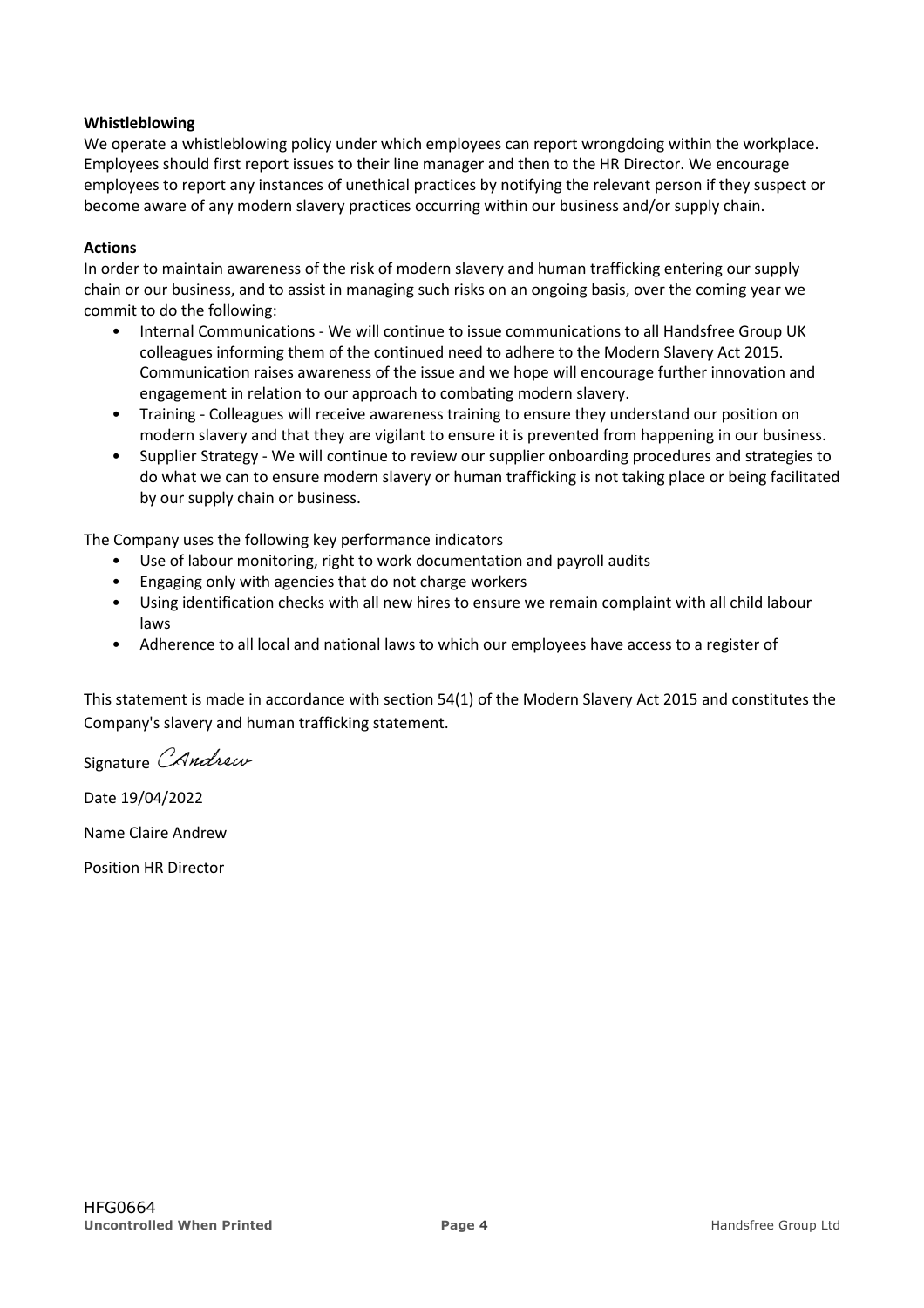**Whistleblowing**

We operate a whistleblowing policy under which employees can report wrongdoing within the workplace. Employees should first report issues to their line manager and then to the HR Director. We encourage employees to report any instances of unethical practices by notifying the relevant person if they suspect or become aware of any modern slavery practices occurring within our business and/or supply chain.

**Actions**

In order to maintain awareness of the risk of modern slavery and human trafficking entering our supply chain or our business, and to assist in managing such risks on an ongoing basis, over the coming year we commit to do the following:

- Internal Communications - We will continue to issue communications to all Handsfree Group UK colleagues informing them of the continued need to adhere to the Modern Slavery Act 2015. Communication raises awareness of the issue and we hope will encourage further innovation and engagement in relation to our approach to combating modern slavery.
- Training - Colleagues will receive awareness training to ensure they understand our position on modern slavery and that they are vigilant to ensure it is prevented from happening in our business.
- Supplier Strategy - We will continue to review our supplier onboarding procedures and strategies to do what we can to ensure modern slavery or human trafficking is not taking place or being facilitated by our supply chain or business.

The Company uses the following key performance indicators

- Use of labour monitoring, right to work documentation and payroll audits
- Engaging only with agencies that do not charge workers
- Using identification checks with all new hires to ensure we remain complaint with all child labour laws
- Adherence to all local and national laws to which our employees have access to a register of

This statement is made in accordance with section 54(1) of the Modern Slavery Act 2015 and constitutes the Company's slavery and human trafficking statement.

Signature CAndrew

Date 19/04/2022

Name Claire Andrew

Position HR Director

HFG0664
**Uncontrolled When Printed**